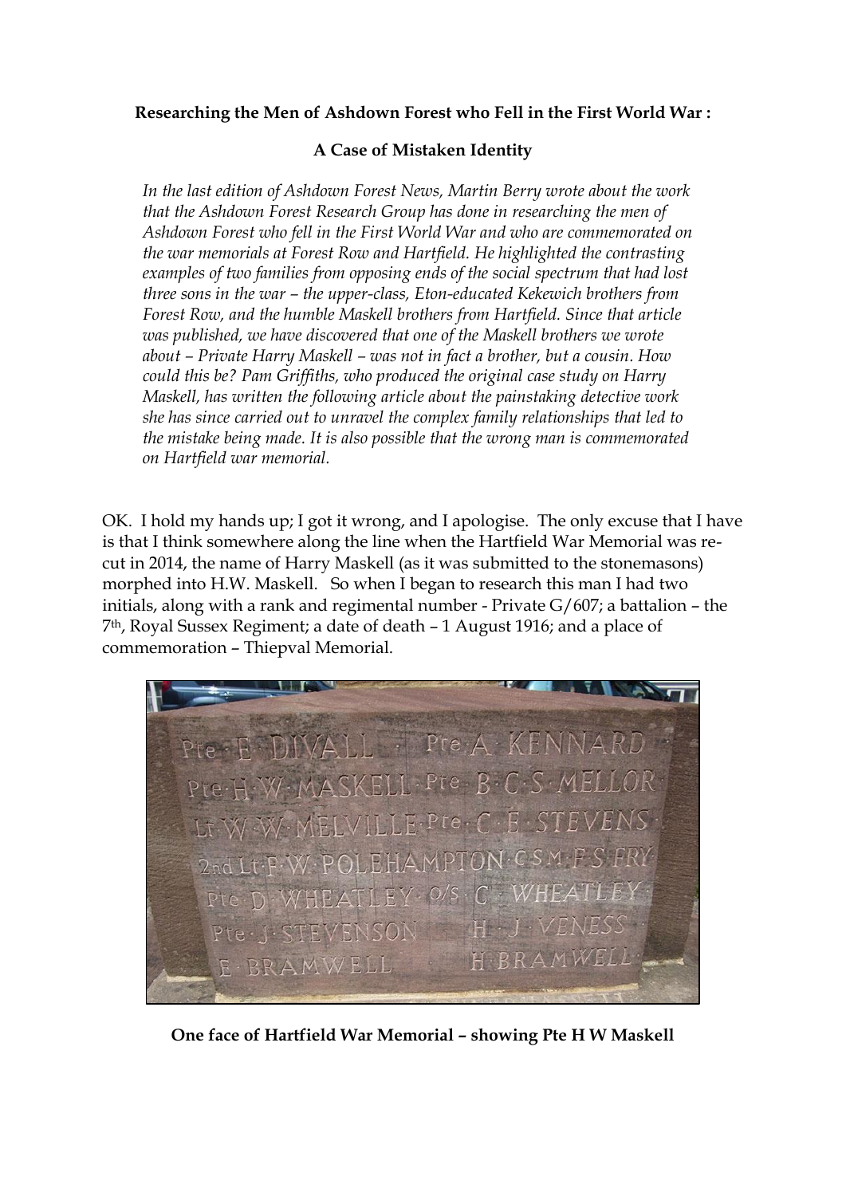**Researching the Men of Ashdown Forest who Fell in the First World War :**

**A Case of Mistaken Identity**

*In the last edition of Ashdown Forest News, Martin Berry wrote about the work that the Ashdown Forest Research Group has done in researching the men of Ashdown Forest who fell in the First World War and who are commemorated on the war memorials at Forest Row and Hartfield. He highlighted the contrasting examples of two families from opposing ends of the social spectrum that had lost three sons in the war – the upper-class, Eton-educated Kekewich brothers from Forest Row, and the humble Maskell brothers from Hartfield. Since that article was published, we have discovered that one of the Maskell brothers we wrote about – Private Harry Maskell – was not in fact a brother, but a cousin. How could this be? Pam Griffiths, who produced the original case study on Harry Maskell, has written the following article about the painstaking detective work she has since carried out to unravel the complex family relationships that led to the mistake being made. It is also possible that the wrong man is commemorated on Hartfield war memorial.*

OK. I hold my hands up; I got it wrong, and I apologise. The only excuse that I have is that I think somewhere along the line when the Hartfield War Memorial was re-cut in 2014, the name of Harry Maskell (as it was submitted to the stonemasons) morphed into H.W. Maskell. So when I began to research this man I had two initials, along with a rank and regimental number - Private G/607; a battalion – the 7th, Royal Sussex Regiment; a date of death – 1 August 1916; and a place of commemoration – Thiepval Memorial.

**One face of Hartfield War Memorial – showing Pte H W Maskell**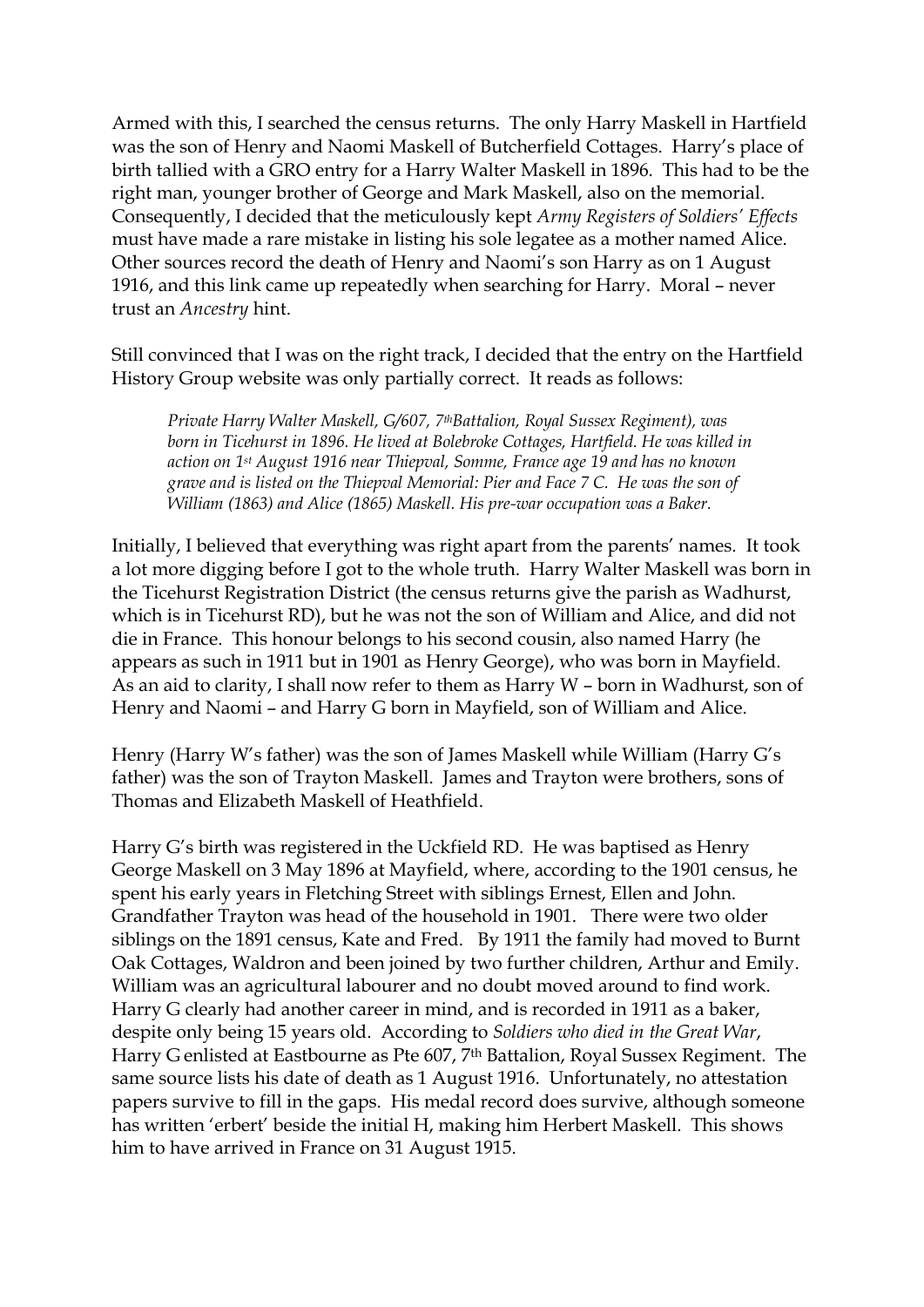Armed with this, I searched the census returns. The only Harry Maskell in Hartfield was the son of Henry and Naomi Maskell of Butcherfield Cottages. Harry's place of birth tallied with a GRO entry for a Harry Walter Maskell in 1896. This had to be the right man, younger brother of George and Mark Maskell, also on the memorial. Consequently, I decided that the meticulously kept *Army Registers of Soldiers' Effects* must have made a rare mistake in listing his sole legatee as a mother named Alice. Other sources record the death of Henry and Naomi's son Harry as on 1 August 1916, and this link came up repeatedly when searching for Harry. Moral – never trust an *Ancestry* hint.

Still convinced that I was on the right track, I decided that the entry on the Hartfield History Group website was only partially correct. It reads as follows:

> *Private Harry Walter Maskell, G/607, 7th Battalion, Royal Sussex Regiment), was born in Ticehurst in 1896. He lived at Bolebroke Cottages, Hartfield. He was killed in action on 1st August 1916 near Thiepval, Somme, France age 19 and has no known grave and is listed on the Thiepval Memorial: Pier and Face 7 C. He was the son of William (1863) and Alice (1865) Maskell. His pre-war occupation was a Baker.*

Initially, I believed that everything was right apart from the parents' names. It took a lot more digging before I got to the whole truth. Harry Walter Maskell was born in the Ticehurst Registration District (the census returns give the parish as Wadhurst, which is in Ticehurst RD), but he was not the son of William and Alice, and did not die in France. This honour belongs to his second cousin, also named Harry (he appears as such in 1911 but in 1901 as Henry George), who was born in Mayfield. As an aid to clarity, I shall now refer to them as Harry W – born in Wadhurst, son of Henry and Naomi – and Harry G born in Mayfield, son of William and Alice.

Henry (Harry W's father) was the son of James Maskell while William (Harry G's father) was the son of Trayton Maskell. James and Trayton were brothers, sons of Thomas and Elizabeth Maskell of Heathfield.

Harry G's birth was registered in the Uckfield RD. He was baptised as Henry George Maskell on 3 May 1896 at Mayfield, where, according to the 1901 census, he spent his early years in Fletching Street with siblings Ernest, Ellen and John. Grandfather Trayton was head of the household in 1901. There were two older siblings on the 1891 census, Kate and Fred. By 1911 the family had moved to Burnt Oak Cottages, Waldron and been joined by two further children, Arthur and Emily. William was an agricultural labourer and no doubt moved around to find work. Harry G clearly had another career in mind, and is recorded in 1911 as a baker, despite only being 15 years old. According to *Soldiers who died in the Great War*, Harry G enlisted at Eastbourne as Pte 607, 7th Battalion, Royal Sussex Regiment. The same source lists his date of death as 1 August 1916. Unfortunately, no attestation papers survive to fill in the gaps. His medal record does survive, although someone has written 'erbert' beside the initial H, making him Herbert Maskell. This shows him to have arrived in France on 31 August 1915.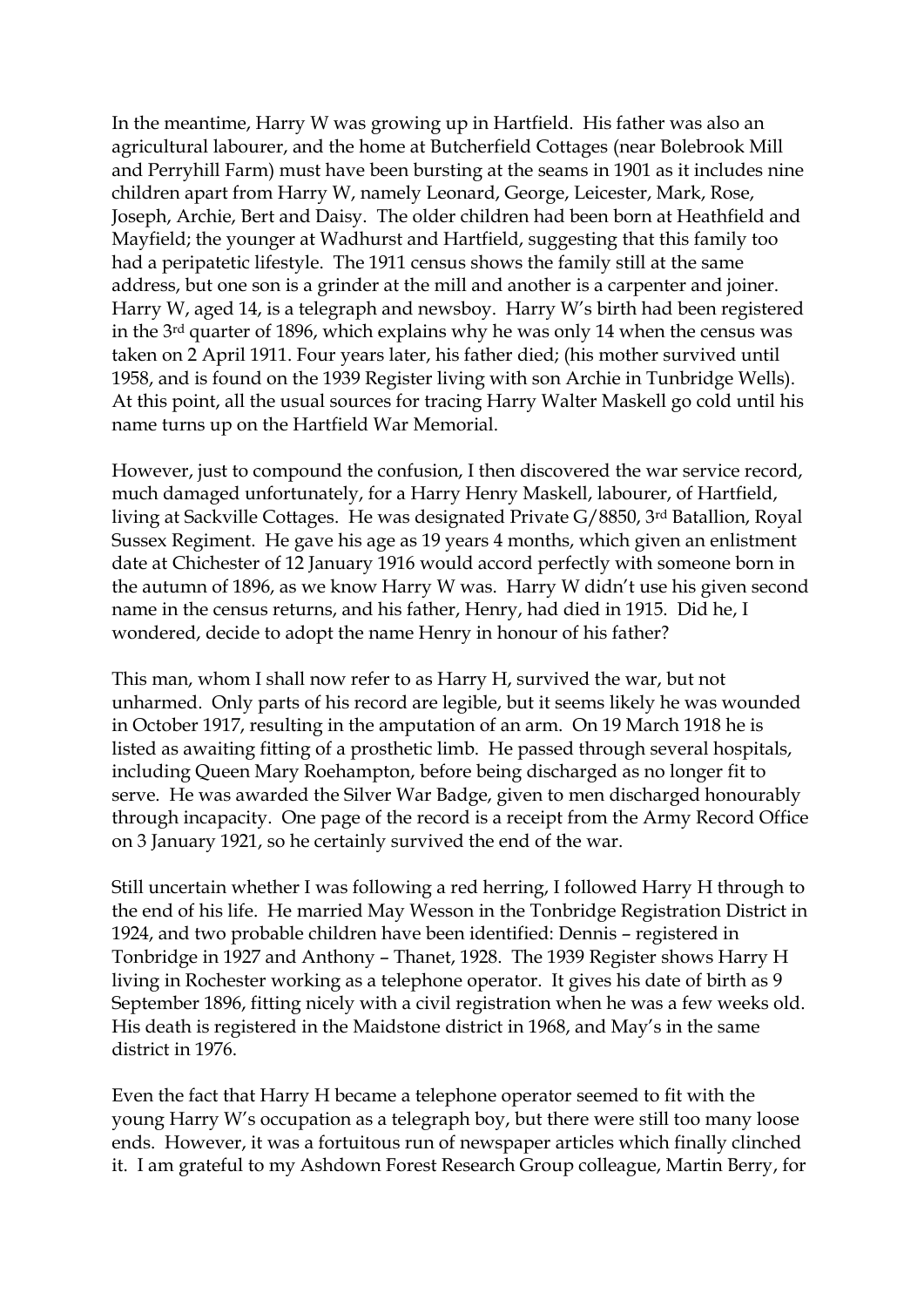In the meantime, Harry W was growing up in Hartfield. His father was also an agricultural labourer, and the home at Butcherfield Cottages (near Bolebrook Mill and Perryhill Farm) must have been bursting at the seams in 1901 as it includes nine children apart from Harry W, namely Leonard, George, Leicester, Mark, Rose, Joseph, Archie, Bert and Daisy. The older children had been born at Heathfield and Mayfield; the younger at Wadhurst and Hartfield, suggesting that this family too had a peripatetic lifestyle. The 1911 census shows the family still at the same address, but one son is a grinder at the mill and another is a carpenter and joiner. Harry W, aged 14, is a telegraph and newsboy. Harry W's birth had been registered in the 3rd quarter of 1896, which explains why he was only 14 when the census was taken on 2 April 1911. Four years later, his father died; (his mother survived until 1958, and is found on the 1939 Register living with son Archie in Tunbridge Wells). At this point, all the usual sources for tracing Harry Walter Maskell go cold until his name turns up on the Hartfield War Memorial.

However, just to compound the confusion, I then discovered the war service record, much damaged unfortunately, for a Harry Henry Maskell, labourer, of Hartfield, living at Sackville Cottages. He was designated Private G/8850, 3rd Batallion, Royal Sussex Regiment. He gave his age as 19 years 4 months, which given an enlistment date at Chichester of 12 January 1916 would accord perfectly with someone born in the autumn of 1896, as we know Harry W was. Harry W didn't use his given second name in the census returns, and his father, Henry, had died in 1915. Did he, I wondered, decide to adopt the name Henry in honour of his father?

This man, whom I shall now refer to as Harry H, survived the war, but not unharmed. Only parts of his record are legible, but it seems likely he was wounded in October 1917, resulting in the amputation of an arm. On 19 March 1918 he is listed as awaiting fitting of a prosthetic limb. He passed through several hospitals, including Queen Mary Roehampton, before being discharged as no longer fit to serve. He was awarded the Silver War Badge, given to men discharged honourably through incapacity. One page of the record is a receipt from the Army Record Office on 3 January 1921, so he certainly survived the end of the war.

Still uncertain whether I was following a red herring, I followed Harry H through to the end of his life. He married May Wesson in the Tonbridge Registration District in 1924, and two probable children have been identified: Dennis – registered in Tonbridge in 1927 and Anthony – Thanet, 1928. The 1939 Register shows Harry H living in Rochester working as a telephone operator. It gives his date of birth as 9 September 1896, fitting nicely with a civil registration when he was a few weeks old. His death is registered in the Maidstone district in 1968, and May's in the same district in 1976.

Even the fact that Harry H became a telephone operator seemed to fit with the young Harry W's occupation as a telegraph boy, but there were still too many loose ends. However, it was a fortuitous run of newspaper articles which finally clinched it. I am grateful to my Ashdown Forest Research Group colleague, Martin Berry, for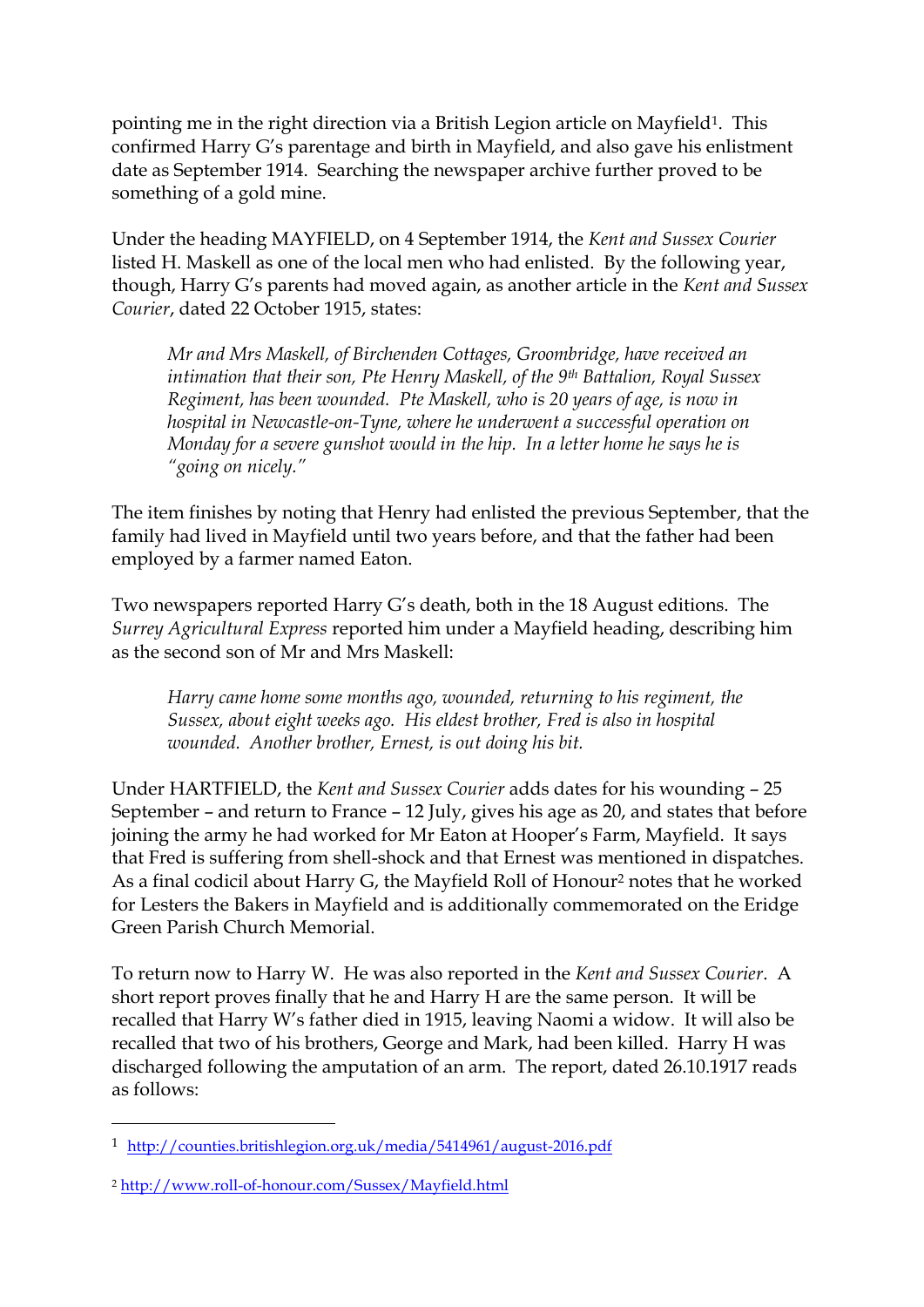pointing me in the right direction via a British Legion article on Mayfield[1]. This confirmed Harry G's parentage and birth in Mayfield, and also gave his enlistment date as September 1914. Searching the newspaper archive further proved to be something of a gold mine.

Under the heading MAYFIELD, on 4 September 1914, the *Kent and Sussex Courier* listed H. Maskell as one of the local men who had enlisted. By the following year, though, Harry G's parents had moved again, as another article in the *Kent and Sussex Courier*, dated 22 October 1915, states:

> *Mr and Mrs Maskell, of Birchenden Cottages, Groombridge, have received an intimation that their son, Pte Henry Maskell, of the 9th Battalion, Royal Sussex Regiment, has been wounded. Pte Maskell, who is 20 years of age, is now in hospital in Newcastle-on-Tyne, where he underwent a successful operation on Monday for a severe gunshot would in the hip. In a letter home he says he is "going on nicely."*

The item finishes by noting that Henry had enlisted the previous September, that the family had lived in Mayfield until two years before, and that the father had been employed by a farmer named Eaton.

Two newspapers reported Harry G's death, both in the 18 August editions. The *Surrey Agricultural Express* reported him under a Mayfield heading, describing him as the second son of Mr and Mrs Maskell:

> *Harry came home some months ago, wounded, returning to his regiment, the Sussex, about eight weeks ago. His eldest brother, Fred is also in hospital wounded. Another brother, Ernest, is out doing his bit.*

Under HARTFIELD, the *Kent and Sussex Courier* adds dates for his wounding – 25 September – and return to France – 12 July, gives his age as 20, and states that before joining the army he had worked for Mr Eaton at Hooper's Farm, Mayfield. It says that Fred is suffering from shell-shock and that Ernest was mentioned in dispatches. As a final codicil about Harry G, the Mayfield Roll of Honour[2] notes that he worked for Lesters the Bakers in Mayfield and is additionally commemorated on the Eridge Green Parish Church Memorial.

To return now to Harry W. He was also reported in the *Kent and Sussex Courier*. A short report proves finally that he and Harry H are the same person. It will be recalled that Harry W's father died in 1915, leaving Naomi a widow. It will also be recalled that two of his brothers, George and Mark, had been killed. Harry H was discharged following the amputation of an arm. The report, dated 26.10.1917 reads as follows:

---

[1] http://counties.britishlegion.org.uk/media/5414961/august-2016.pdf

[2] http://www.roll-of-honour.com/Sussex/Mayfield.html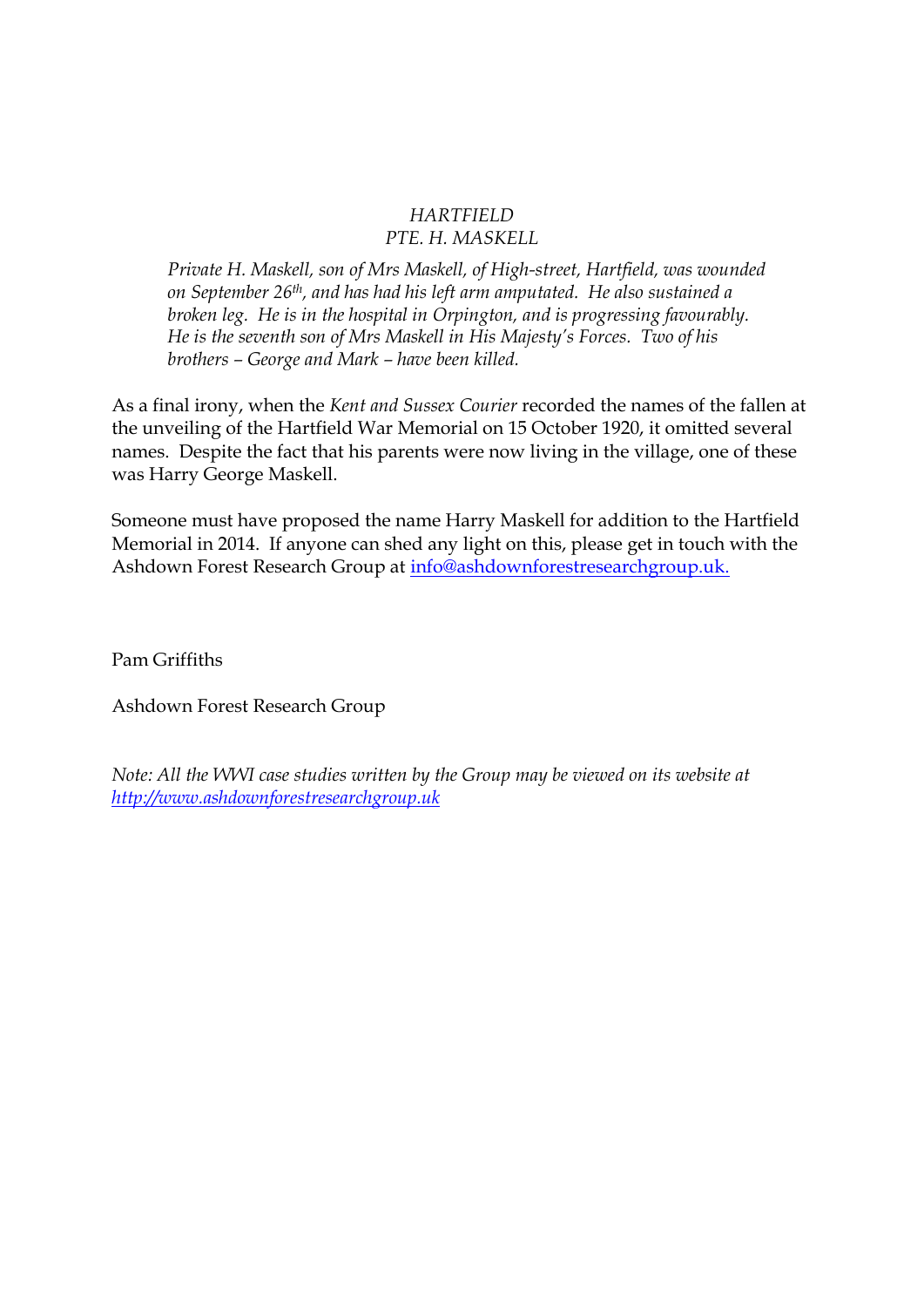*HARTFIELD*
*PTE. H. MASKELL*

> *Private H. Maskell, son of Mrs Maskell, of High-street, Hartfield, was wounded on September 26th, and has had his left arm amputated. He also sustained a broken leg. He is in the hospital in Orpington, and is progressing favourably. He is the seventh son of Mrs Maskell in His Majesty's Forces. Two of his brothers – George and Mark – have been killed.*

As a final irony, when the *Kent and Sussex Courier* recorded the names of the fallen at the unveiling of the Hartfield War Memorial on 15 October 1920, it omitted several names. Despite the fact that his parents were now living in the village, one of these was Harry George Maskell.

Someone must have proposed the name Harry Maskell for addition to the Hartfield Memorial in 2014. If anyone can shed any light on this, please get in touch with the Ashdown Forest Research Group at info@ashdownforestresearchgroup.uk.

Pam Griffiths

Ashdown Forest Research Group

*Note: All the WWI case studies written by the Group may be viewed on its website at http://www.ashdownforestresearchgroup.uk*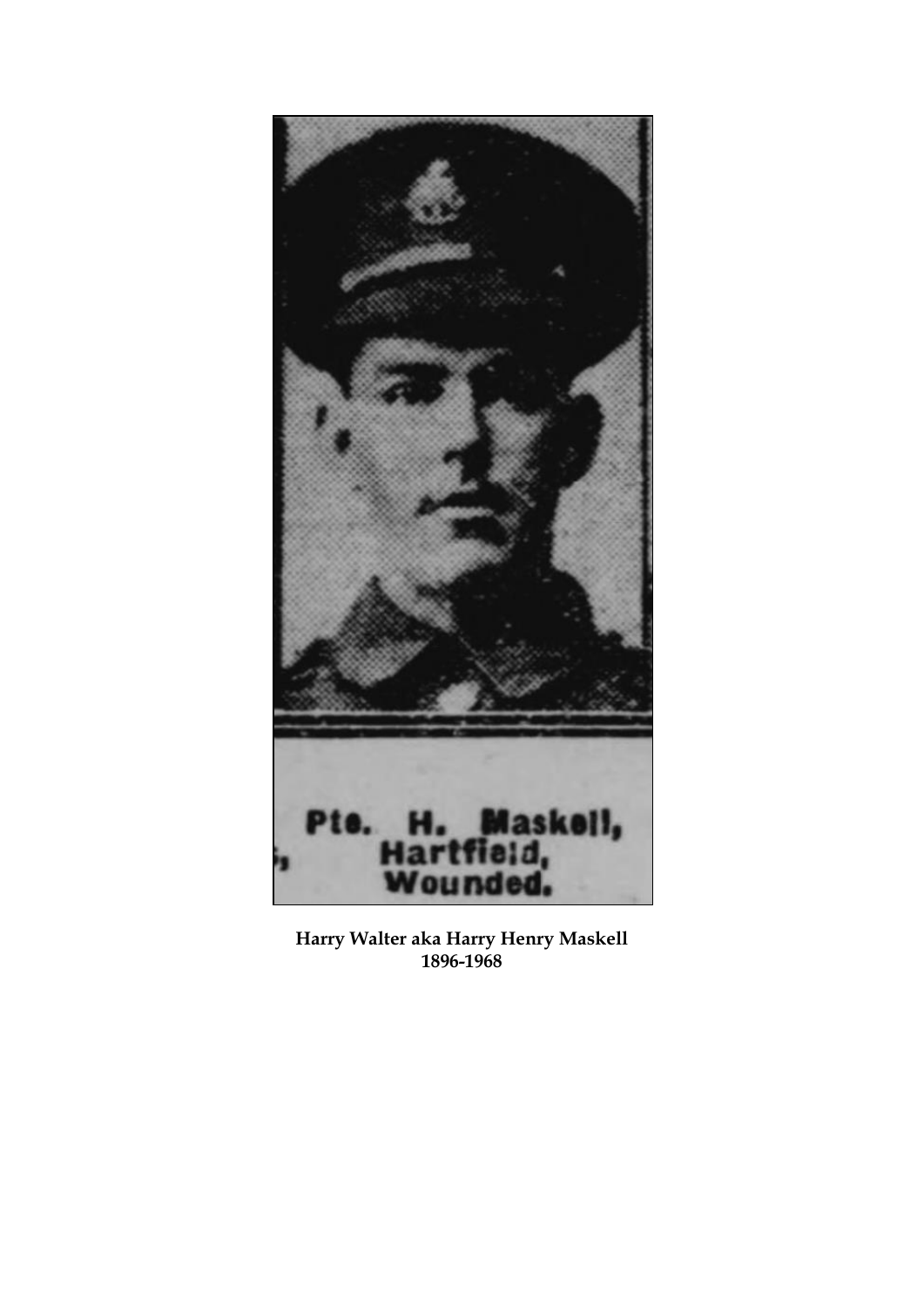Pte. H. Maskell,
Hartfield,
Wounded.

**Harry Walter aka Harry Henry Maskell**
**1896-1968**